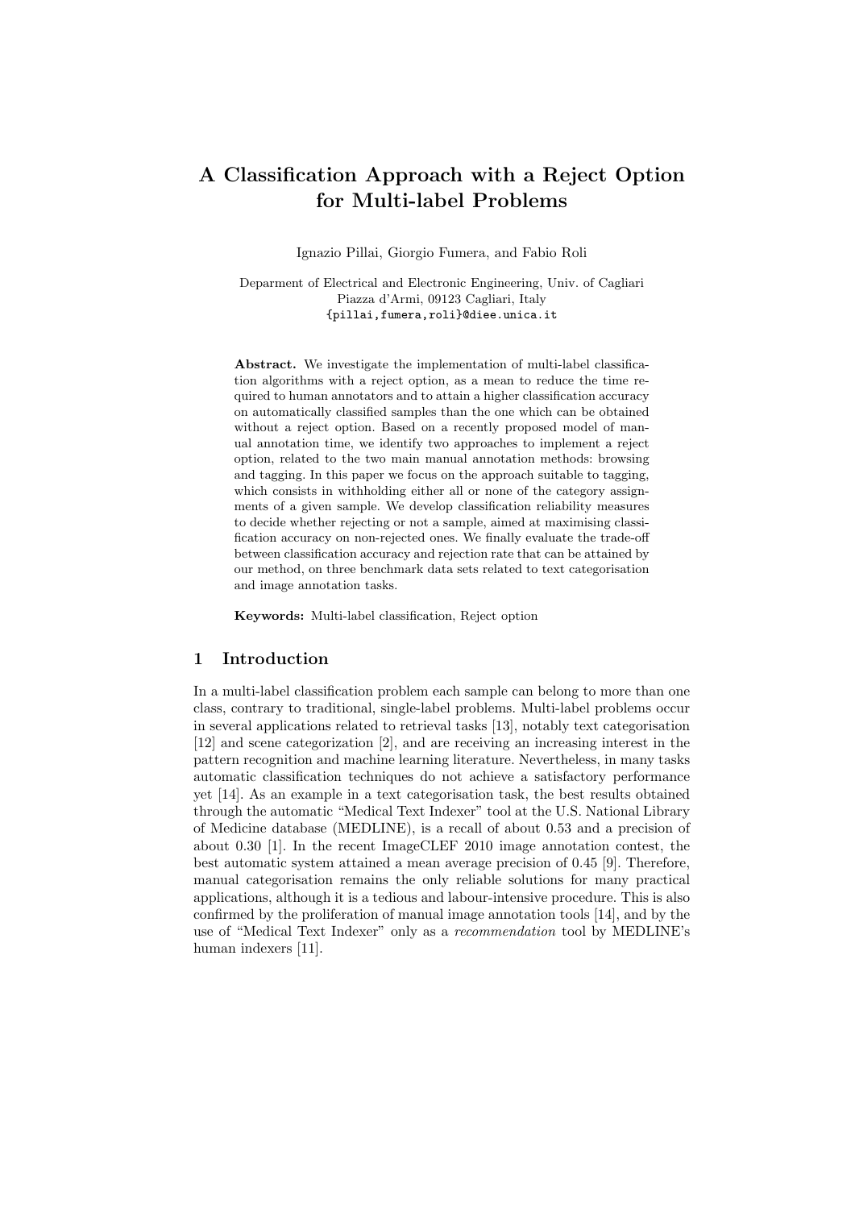# A Classification Approach with a Reject Option for Multi-label Problems

Ignazio Pillai, Giorgio Fumera, and Fabio Roli

Deparment of Electrical and Electronic Engineering, Univ. of Cagliari
Piazza d'Armi, 09123 Cagliari, Italy
{pillai,fumera,roli}@diee.unica.it

**Abstract.** We investigate the implementation of multi-label classification algorithms with a reject option, as a mean to reduce the time required to human annotators and to attain a higher classification accuracy on automatically classified samples than the one which can be obtained without a reject option. Based on a recently proposed model of manual annotation time, we identify two approaches to implement a reject option, related to the two main manual annotation methods: browsing and tagging. In this paper we focus on the approach suitable to tagging, which consists in withholding either all or none of the category assignments of a given sample. We develop classification reliability measures to decide whether rejecting or not a sample, aimed at maximising classification accuracy on non-rejected ones. We finally evaluate the trade-off between classification accuracy and rejection rate that can be attained by our method, on three benchmark data sets related to text categorisation and image annotation tasks.

**Keywords:** Multi-label classification, Reject option

## 1 Introduction

In a multi-label classification problem each sample can belong to more than one class, contrary to traditional, single-label problems. Multi-label problems occur in several applications related to retrieval tasks [13], notably text categorisation [12] and scene categorization [2], and are receiving an increasing interest in the pattern recognition and machine learning literature. Nevertheless, in many tasks automatic classification techniques do not achieve a satisfactory performance yet [14]. As an example in a text categorisation task, the best results obtained through the automatic "Medical Text Indexer" tool at the U.S. National Library of Medicine database (MEDLINE), is a recall of about 0.53 and a precision of about 0.30 [1]. In the recent ImageCLEF 2010 image annotation contest, the best automatic system attained a mean average precision of 0.45 [9]. Therefore, manual categorisation remains the only reliable solutions for many practical applications, although it is a tedious and labour-intensive procedure. This is also confirmed by the proliferation of manual image annotation tools [14], and by the use of "Medical Text Indexer" only as a *recommendation* tool by MEDLINE's human indexers [11].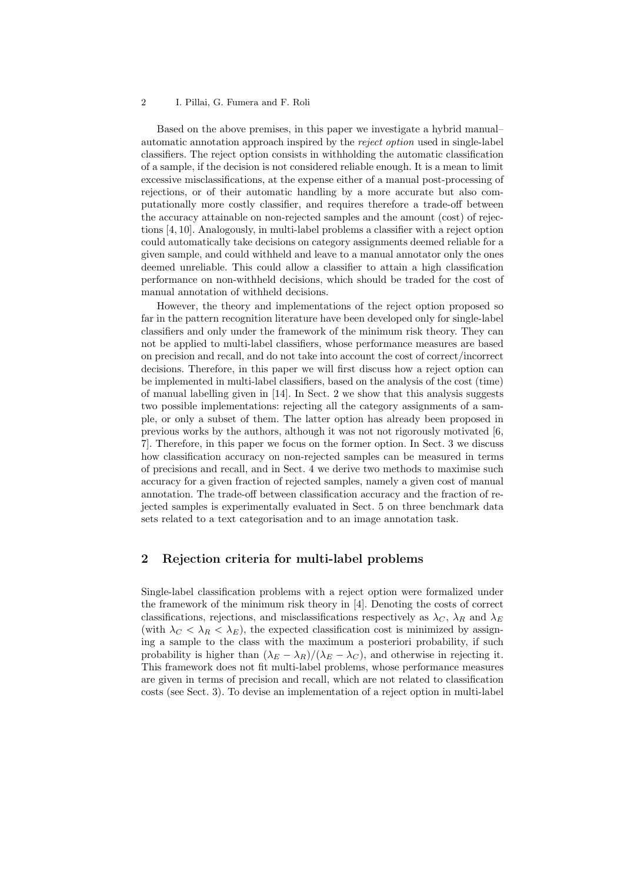Based on the above premises, in this paper we investigate a hybrid manual–automatic annotation approach inspired by the *reject option* used in single-label classifiers. The reject option consists in withholding the automatic classification of a sample, if the decision is not considered reliable enough. It is a mean to limit excessive misclassifications, at the expense either of a manual post-processing of rejections, or of their automatic handling by a more accurate but also computationally more costly classifier, and requires therefore a trade-off between the accuracy attainable on non-rejected samples and the amount (cost) of rejections [4, 10]. Analogously, in multi-label problems a classifier with a reject option could automatically take decisions on category assignments deemed reliable for a given sample, and could withheld and leave to a manual annotator only the ones deemed unreliable. This could allow a classifier to attain a high classification performance on non-withheld decisions, which should be traded for the cost of manual annotation of withheld decisions.

However, the theory and implementations of the reject option proposed so far in the pattern recognition literature have been developed only for single-label classifiers and only under the framework of the minimum risk theory. They can not be applied to multi-label classifiers, whose performance measures are based on precision and recall, and do not take into account the cost of correct/incorrect decisions. Therefore, in this paper we will first discuss how a reject option can be implemented in multi-label classifiers, based on the analysis of the cost (time) of manual labelling given in [14]. In Sect. 2 we show that this analysis suggests two possible implementations: rejecting all the category assignments of a sample, or only a subset of them. The latter option has already been proposed in previous works by the authors, although it was not not rigorously motivated [6, 7]. Therefore, in this paper we focus on the former option. In Sect. 3 we discuss how classification accuracy on non-rejected samples can be measured in terms of precisions and recall, and in Sect. 4 we derive two methods to maximise such accuracy for a given fraction of rejected samples, namely a given cost of manual annotation. The trade-off between classification accuracy and the fraction of rejected samples is experimentally evaluated in Sect. 5 on three benchmark data sets related to a text categorisation and to an image annotation task.

## 2 Rejection criteria for multi-label problems

Single-label classification problems with a reject option were formalized under the framework of the minimum risk theory in [4]. Denoting the costs of correct classifications, rejections, and misclassifications respectively as $\lambda_C$, $\lambda_R$ and $\lambda_E$ (with $\lambda_C < \lambda_R < \lambda_E$), the expected classification cost is minimized by assigning a sample to the class with the maximum a posteriori probability, if such probability is higher than $(\lambda_E - \lambda_R)/(\lambda_E - \lambda_C)$, and otherwise in rejecting it. This framework does not fit multi-label problems, whose performance measures are given in terms of precision and recall, which are not related to classification costs (see Sect. 3). To devise an implementation of a reject option in multi-label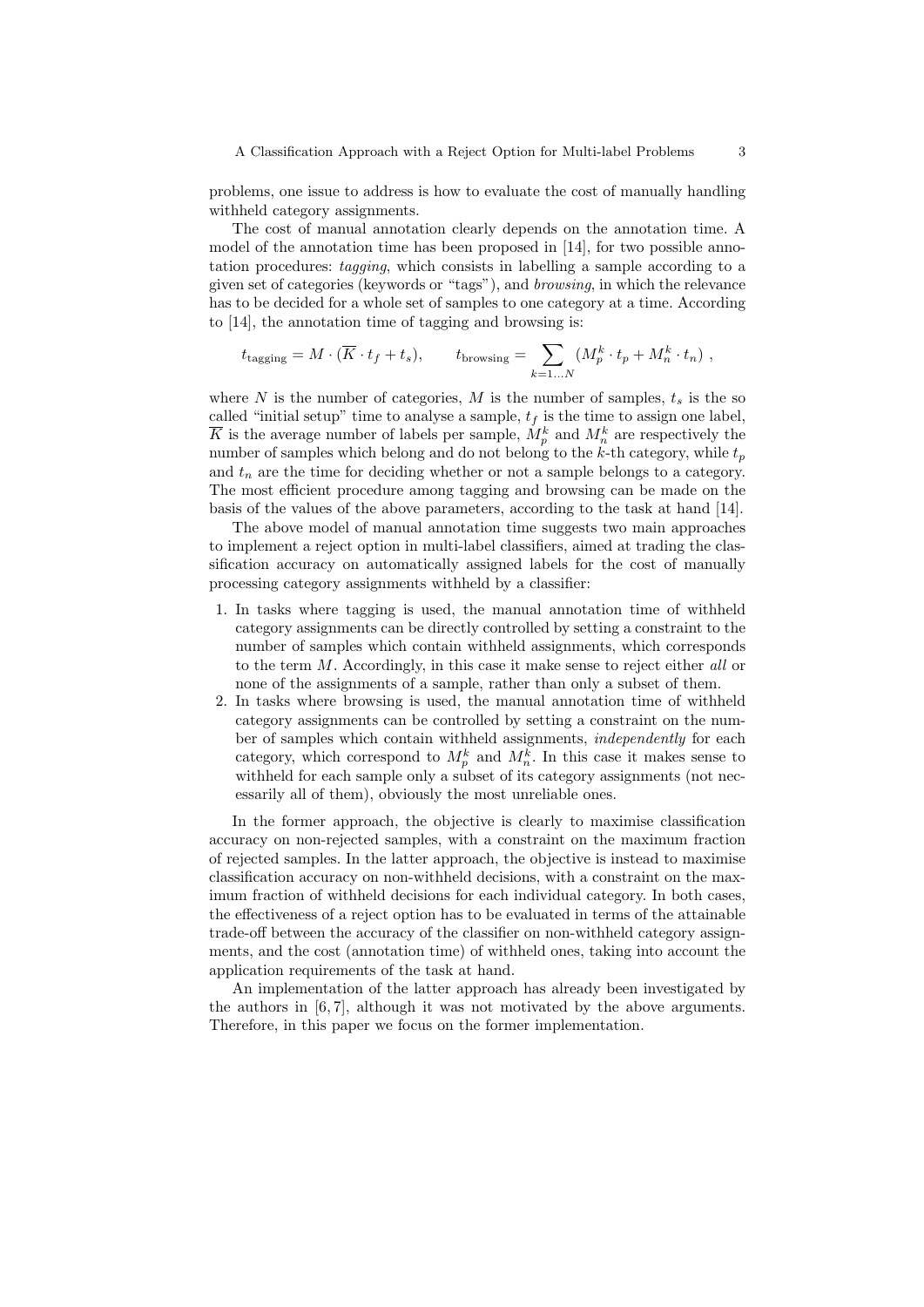problems, one issue to address is how to evaluate the cost of manually handling withheld category assignments.

The cost of manual annotation clearly depends on the annotation time. A model of the annotation time has been proposed in [14], for two possible annotation procedures: *tagging*, which consists in labelling a sample according to a given set of categories (keywords or "tags"), and *browsing*, in which the relevance has to be decided for a whole set of samples to one category at a time. According to [14], the annotation time of tagging and browsing is:

$$t_{\text{tagging}} = M \cdot (\overline{K} \cdot t_f + t_s), \qquad t_{\text{browsing}} = \sum_{k=1\ldots N} (M_p^k \cdot t_p + M_n^k \cdot t_n) \ ,$$

where $N$ is the number of categories, $M$ is the number of samples, $t_s$ is the so called "initial setup" time to analyse a sample, $t_f$ is the time to assign one label, $\overline{K}$ is the average number of labels per sample, $M_p^k$ and $M_n^k$ are respectively the number of samples which belong and do not belong to the $k$-th category, while $t_p$ and $t_n$ are the time for deciding whether or not a sample belongs to a category. The most efficient procedure among tagging and browsing can be made on the basis of the values of the above parameters, according to the task at hand [14].

The above model of manual annotation time suggests two main approaches to implement a reject option in multi-label classifiers, aimed at trading the classification accuracy on automatically assigned labels for the cost of manually processing category assignments withheld by a classifier:

1. In tasks where tagging is used, the manual annotation time of withheld category assignments can be directly controlled by setting a constraint to the number of samples which contain withheld assignments, which corresponds to the term $M$. Accordingly, in this case it make sense to reject either *all* or none of the assignments of a sample, rather than only a subset of them.
2. In tasks where browsing is used, the manual annotation time of withheld category assignments can be controlled by setting a constraint on the number of samples which contain withheld assignments, *independently* for each category, which correspond to $M_p^k$ and $M_n^k$. In this case it makes sense to withheld for each sample only a subset of its category assignments (not necessarily all of them), obviously the most unreliable ones.

In the former approach, the objective is clearly to maximise classification accuracy on non-rejected samples, with a constraint on the maximum fraction of rejected samples. In the latter approach, the objective is instead to maximise classification accuracy on non-withheld decisions, with a constraint on the maximum fraction of withheld decisions for each individual category. In both cases, the effectiveness of a reject option has to be evaluated in terms of the attainable trade-off between the accuracy of the classifier on non-withheld category assignments, and the cost (annotation time) of withheld ones, taking into account the application requirements of the task at hand.

An implementation of the latter approach has already been investigated by the authors in [6, 7], although it was not motivated by the above arguments. Therefore, in this paper we focus on the former implementation.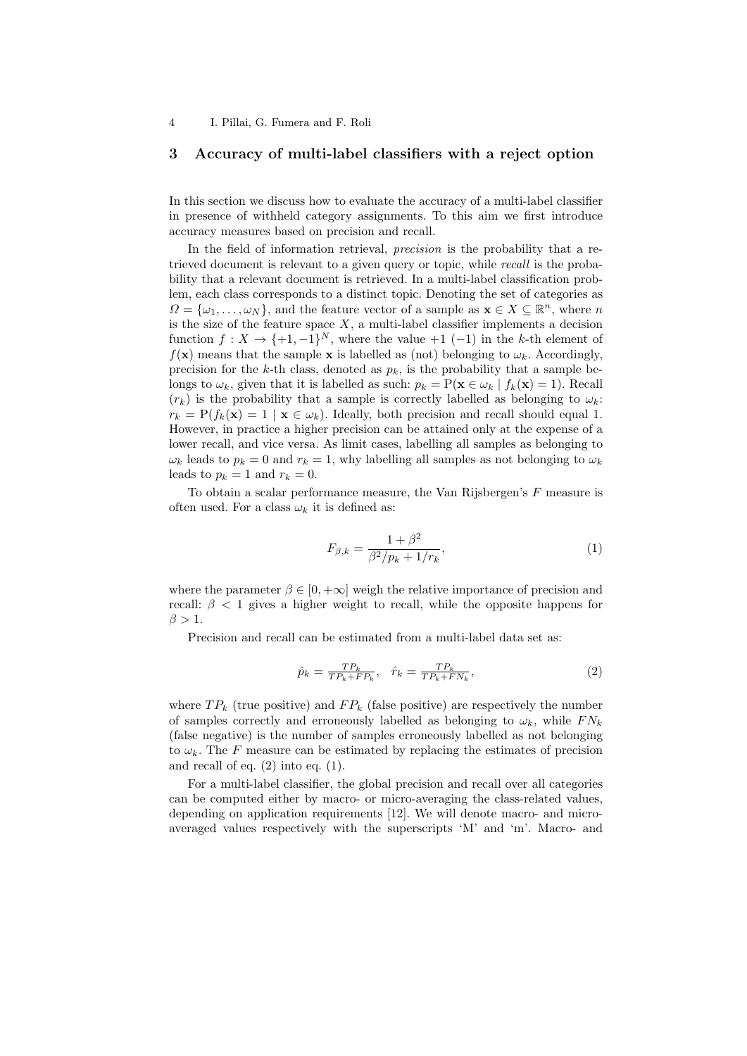## 3 Accuracy of multi-label classifiers with a reject option

In this section we discuss how to evaluate the accuracy of a multi-label classifier in presence of withheld category assignments. To this aim we first introduce accuracy measures based on precision and recall.

In the field of information retrieval, *precision* is the probability that a retrieved document is relevant to a given query or topic, while *recall* is the probability that a relevant document is retrieved. In a multi-label classification problem, each class corresponds to a distinct topic. Denoting the set of categories as $\Omega = \{\omega_1, \ldots, \omega_N\}$, and the feature vector of a sample as $\mathbf{x} \in X \subseteq \mathbb{R}^n$, where $n$ is the size of the feature space $X$, a multi-label classifier implements a decision function $f : X \rightarrow \{+1, -1\}^N$, where the value $+1$ ($-1$) in the $k$-th element of $f(\mathbf{x})$ means that the sample $\mathbf{x}$ is labelled as (not) belonging to $\omega_k$. Accordingly, precision for the $k$-th class, denoted as $p_k$, is the probability that a sample belongs to $\omega_k$, given that it is labelled as such: $p_k = \mathrm{P}(\mathbf{x} \in \omega_k \mid f_k(\mathbf{x}) = 1)$. Recall ($r_k$) is the probability that a sample is correctly labelled as belonging to $\omega_k$: $r_k = \mathrm{P}(f_k(\mathbf{x}) = 1 \mid \mathbf{x} \in \omega_k)$. Ideally, both precision and recall should equal 1. However, in practice a higher precision can be attained only at the expense of a lower recall, and vice versa. As limit cases, labelling all samples as belonging to $\omega_k$ leads to $p_k = 0$ and $r_k = 1$, why labelling all samples as not belonging to $\omega_k$ leads to $p_k = 1$ and $r_k = 0$.

To obtain a scalar performance measure, the Van Rijsbergen's $F$ measure is often used. For a class $\omega_k$ it is defined as:

$$F_{\beta,k} = \frac{1 + \beta^2}{\beta^2/p_k + 1/r_k}, \tag{1}$$

where the parameter $\beta \in [0, +\infty]$ weigh the relative importance of precision and recall: $\beta < 1$ gives a higher weight to recall, while the opposite happens for $\beta > 1$.

Precision and recall can be estimated from a multi-label data set as:

$$\hat{p}_k = \frac{TP_k}{TP_k + FP_k}, \quad \hat{r}_k = \frac{TP_k}{TP_k + FN_k}, \tag{2}$$

where $TP_k$ (true positive) and $FP_k$ (false positive) are respectively the number of samples correctly and erroneously labelled as belonging to $\omega_k$, while $FN_k$ (false negative) is the number of samples erroneously labelled as not belonging to $\omega_k$. The $F$ measure can be estimated by replacing the estimates of precision and recall of eq. (2) into eq. (1).

For a multi-label classifier, the global precision and recall over all categories can be computed either by macro- or micro-averaging the class-related values, depending on application requirements [12]. We will denote macro- and micro-averaged values respectively with the superscripts 'M' and 'm'. Macro- and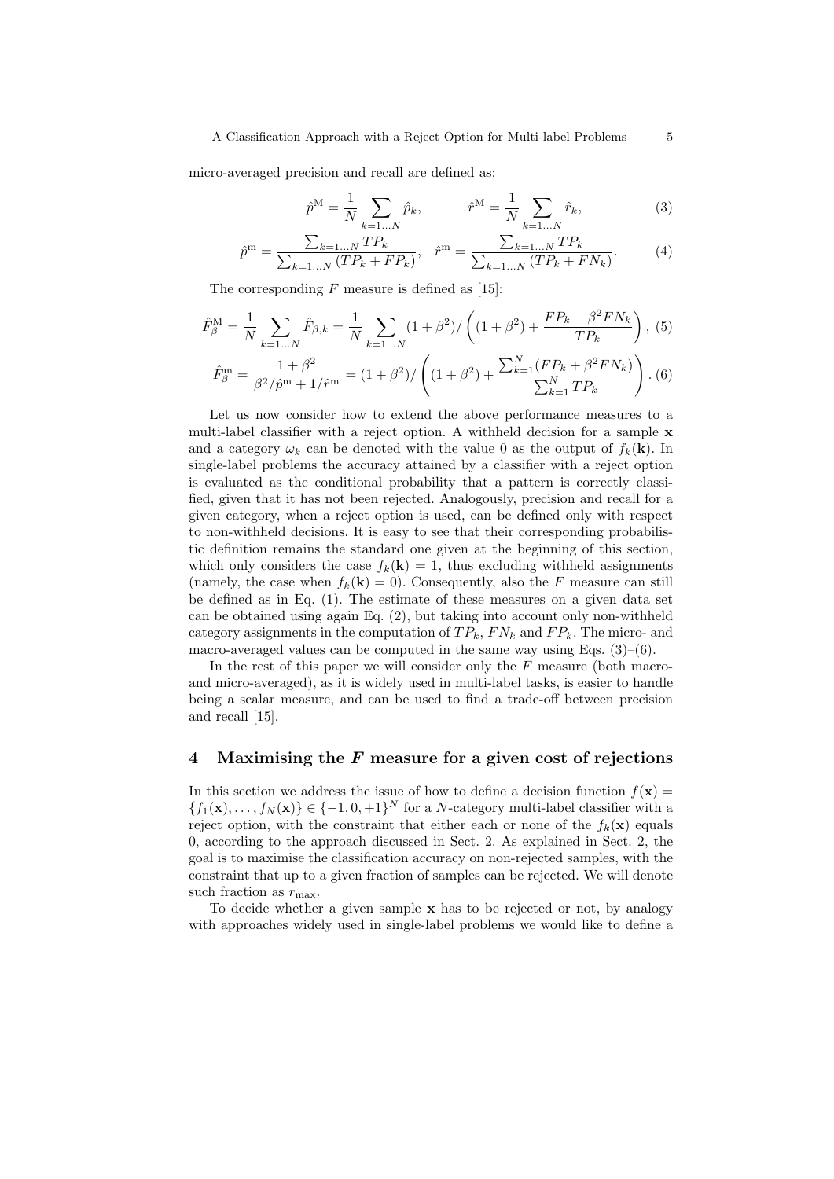micro-averaged precision and recall are defined as:

$$\hat{p}^{\mathrm{M}} = \frac{1}{N} \sum_{k=1 \ldots N} \hat{p}_k, \qquad \hat{r}^{\mathrm{M}} = \frac{1}{N} \sum_{k=1 \ldots N} \hat{r}_k, \tag{3}$$

$$\hat{p}^{\mathrm{m}} = \frac{\sum_{k=1 \ldots N} TP_k}{\sum_{k=1 \ldots N} (TP_k + FP_k)}, \quad \hat{r}^{\mathrm{m}} = \frac{\sum_{k=1 \ldots N} TP_k}{\sum_{k=1 \ldots N} (TP_k + FN_k)}. \tag{4}$$

The corresponding $F$ measure is defined as [15]:

$$\hat{F}_\beta^{\mathrm{M}} = \frac{1}{N} \sum_{k=1 \ldots N} \hat{F}_{\beta,k} = \frac{1}{N} \sum_{k=1 \ldots N} (1+\beta^2) / \left( (1+\beta^2) + \frac{FP_k + \beta^2 FN_k}{TP_k} \right), \tag{5}$$

$$\hat{F}_\beta^{\mathrm{m}} = \frac{1+\beta^2}{\beta^2/\hat{p}^{\mathrm{m}} + 1/\hat{r}^{\mathrm{m}}} = (1+\beta^2) / \left( (1+\beta^2) + \frac{\sum_{k=1}^{N} (FP_k + \beta^2 FN_k)}{\sum_{k=1}^{N} TP_k} \right). \tag{6}$$

Let us now consider how to extend the above performance measures to a multi-label classifier with a reject option. A withheld decision for a sample $\mathbf{x}$ and a category $\omega_k$ can be denoted with the value 0 as the output of $f_k(\mathbf{k})$. In single-label problems the accuracy attained by a classifier with a reject option is evaluated as the conditional probability that a pattern is correctly classified, given that it has not been rejected. Analogously, precision and recall for a given category, when a reject option is used, can be defined only with respect to non-withheld decisions. It is easy to see that their corresponding probabilistic definition remains the standard one given at the beginning of this section, which only considers the case $f_k(\mathbf{k}) = 1$, thus excluding withheld assignments (namely, the case when $f_k(\mathbf{k}) = 0$). Consequently, also the $F$ measure can still be defined as in Eq. (1). The estimate of these measures on a given data set can be obtained using again Eq. (2), but taking into account only non-withheld category assignments in the computation of $TP_k$, $FN_k$ and $FP_k$. The micro- and macro-averaged values can be computed in the same way using Eqs. (3)–(6).

In the rest of this paper we will consider only the $F$ measure (both macro- and micro-averaged), as it is widely used in multi-label tasks, is easier to handle being a scalar measure, and can be used to find a trade-off between precision and recall [15].

## 4 Maximising the *F* measure for a given cost of rejections

In this section we address the issue of how to define a decision function $f(\mathbf{x}) = \{f_1(\mathbf{x}), \ldots, f_N(\mathbf{x})\} \in \{-1, 0, +1\}^N$ for a $N$-category multi-label classifier with a reject option, with the constraint that either each or none of the $f_k(\mathbf{x})$ equals 0, according to the approach discussed in Sect. 2. As explained in Sect. 2, the goal is to maximise the classification accuracy on non-rejected samples, with the constraint that up to a given fraction of samples can be rejected. We will denote such fraction as $r_{\max}$.

To decide whether a given sample $\mathbf{x}$ has to be rejected or not, by analogy with approaches widely used in single-label problems we would like to define a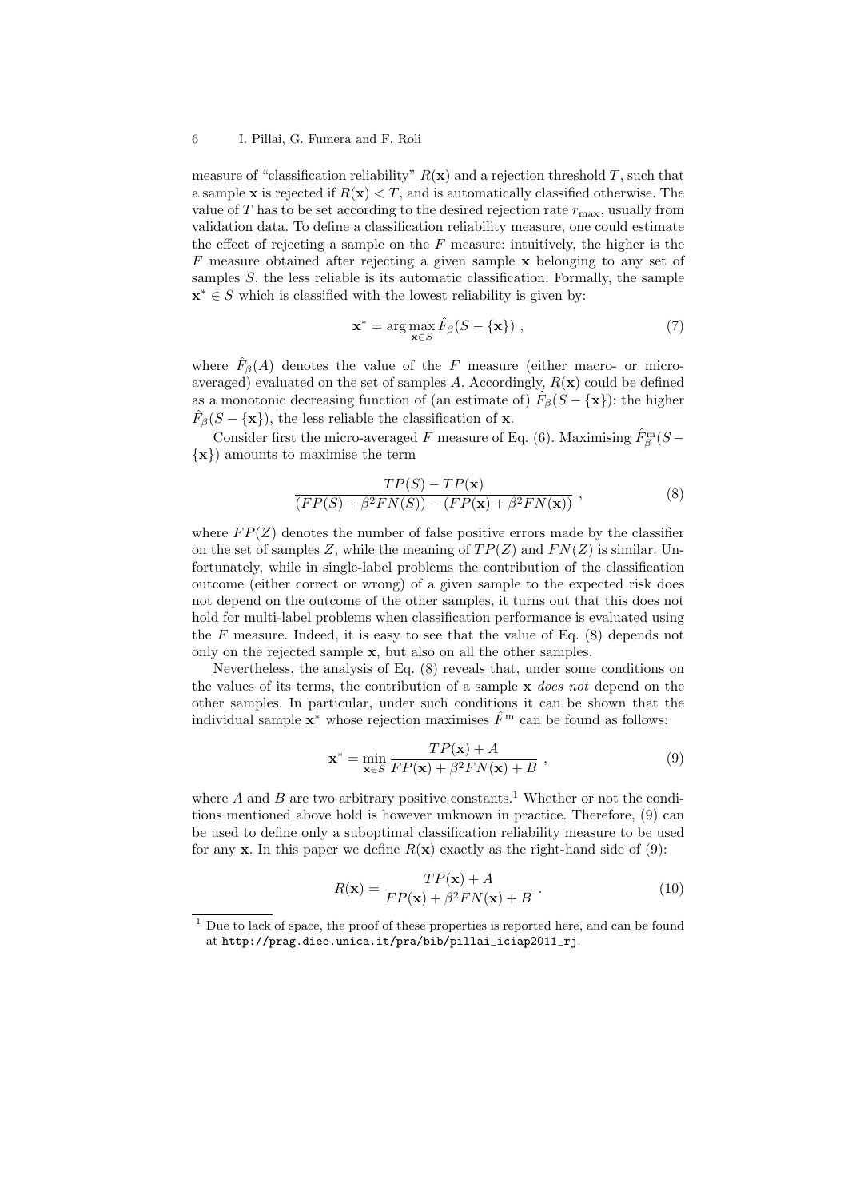measure of "classification reliability" $R(\mathbf{x})$ and a rejection threshold $T$, such that a sample $\mathbf{x}$ is rejected if $R(\mathbf{x}) < T$, and is automatically classified otherwise. The value of $T$ has to be set according to the desired rejection rate $r_{\max}$, usually from validation data. To define a classification reliability measure, one could estimate the effect of rejecting a sample on the $F$ measure: intuitively, the higher is the $F$ measure obtained after rejecting a given sample $\mathbf{x}$ belonging to any set of samples $S$, the less reliable is its automatic classification. Formally, the sample $\mathbf{x}^* \in S$ which is classified with the lowest reliability is given by:

$$\mathbf{x}^* = \arg\max_{\mathbf{x} \in S} \hat{F}_\beta(S - \{\mathbf{x}\}) , \tag{7}$$

where $\hat{F}_\beta(A)$ denotes the value of the $F$ measure (either macro- or micro-averaged) evaluated on the set of samples $A$. Accordingly, $R(\mathbf{x})$ could be defined as a monotonic decreasing function of (an estimate of) $\hat{F}_\beta(S - \{\mathbf{x}\})$: the higher $\hat{F}_\beta(S - \{\mathbf{x}\})$, the less reliable the classification of $\mathbf{x}$.

Consider first the micro-averaged $F$ measure of Eq. (6). Maximising $\hat{F}^{\mathrm{m}}_\beta(S - \{\mathbf{x}\})$ amounts to maximise the term

$$\frac{TP(S) - TP(\mathbf{x})}{(FP(S) + \beta^2 FN(S)) - (FP(\mathbf{x}) + \beta^2 FN(\mathbf{x}))} , \tag{8}$$

where $FP(Z)$ denotes the number of false positive errors made by the classifier on the set of samples $Z$, while the meaning of $TP(Z)$ and $FN(Z)$ is similar. Unfortunately, while in single-label problems the contribution of the classification outcome (either correct or wrong) of a given sample to the expected risk does not depend on the outcome of the other samples, it turns out that this does not hold for multi-label problems when classification performance is evaluated using the $F$ measure. Indeed, it is easy to see that the value of Eq. (8) depends not only on the rejected sample $\mathbf{x}$, but also on all the other samples.

Nevertheless, the analysis of Eq. (8) reveals that, under some conditions on the values of its terms, the contribution of a sample $\mathbf{x}$ *does not* depend on the other samples. In particular, under such conditions it can be shown that the individual sample $\mathbf{x}^*$ whose rejection maximises $\hat{F}^{\mathrm{m}}$ can be found as follows:

$$\mathbf{x}^* = \min_{\mathbf{x} \in S} \frac{TP(\mathbf{x}) + A}{FP(\mathbf{x}) + \beta^2 FN(\mathbf{x}) + B} , \tag{9}$$

where $A$ and $B$ are two arbitrary positive constants.[1] Whether or not the conditions mentioned above hold is however unknown in practice. Therefore, (9) can be used to define only a suboptimal classification reliability measure to be used for any $\mathbf{x}$. In this paper we define $R(\mathbf{x})$ exactly as the right-hand side of (9):

$$R(\mathbf{x}) = \frac{TP(\mathbf{x}) + A}{FP(\mathbf{x}) + \beta^2 FN(\mathbf{x}) + B} . \tag{10}$$

[1] Due to lack of space, the proof of these properties is reported here, and can be found at `http://prag.diee.unica.it/pra/bib/pillai_iciap2011_rj`.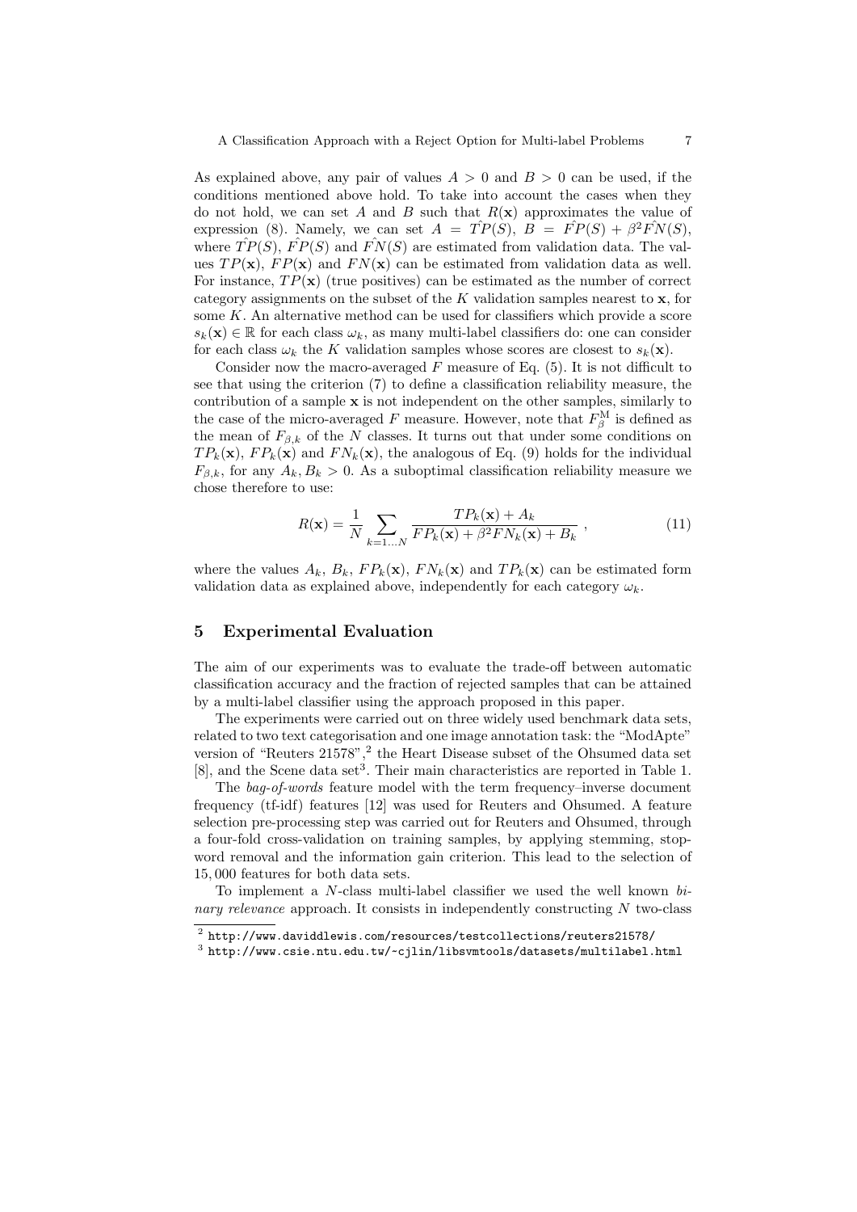As explained above, any pair of values $A > 0$ and $B > 0$ can be used, if the conditions mentioned above hold. To take into account the cases when they do not hold, we can set $A$ and $B$ such that $R(\mathbf{x})$ approximates the value of expression (8). Namely, we can set $A = \hat{TP}(S)$, $B = \hat{FP}(S) + \beta^2 \hat{FN}(S)$, where $\hat{TP}(S)$, $\hat{FP}(S)$ and $\hat{FN}(S)$ are estimated from validation data. The values $TP(\mathbf{x})$, $FP(\mathbf{x})$ and $FN(\mathbf{x})$ can be estimated from validation data as well. For instance, $TP(\mathbf{x})$ (true positives) can be estimated as the number of correct category assignments on the subset of the $K$ validation samples nearest to $\mathbf{x}$, for some $K$. An alternative method can be used for classifiers which provide a score $s_k(\mathbf{x}) \in \mathbb{R}$ for each class $\omega_k$, as many multi-label classifiers do: one can consider for each class $\omega_k$ the $K$ validation samples whose scores are closest to $s_k(\mathbf{x})$.

Consider now the macro-averaged $F$ measure of Eq. (5). It is not difficult to see that using the criterion (7) to define a classification reliability measure, the contribution of a sample $\mathbf{x}$ is not independent on the other samples, similarly to the case of the micro-averaged $F$ measure. However, note that $F^{\mathrm{M}}_{\beta}$ is defined as the mean of $F_{\beta,k}$ of the $N$ classes. It turns out that under some conditions on $TP_k(\mathbf{x})$, $FP_k(\mathbf{x})$ and $FN_k(\mathbf{x})$, the analogous of Eq. (9) holds for the individual $F_{\beta,k}$, for any $A_k, B_k > 0$. As a suboptimal classification reliability measure we chose therefore to use:

$$R(\mathbf{x}) = \frac{1}{N} \sum_{k=1 \ldots N} \frac{TP_k(\mathbf{x}) + A_k}{FP_k(\mathbf{x}) + \beta^2 FN_k(\mathbf{x}) + B_k} , \tag{11}$$

where the values $A_k$, $B_k$, $FP_k(\mathbf{x})$, $FN_k(\mathbf{x})$ and $TP_k(\mathbf{x})$ can be estimated form validation data as explained above, independently for each category $\omega_k$.

## 5 Experimental Evaluation

The aim of our experiments was to evaluate the trade-off between automatic classification accuracy and the fraction of rejected samples that can be attained by a multi-label classifier using the approach proposed in this paper.

The experiments were carried out on three widely used benchmark data sets, related to two text categorisation and one image annotation task: the "ModApte" version of "Reuters 21578",[2] the Heart Disease subset of the Ohsumed data set [8], and the Scene data set[3]. Their main characteristics are reported in Table 1.

The *bag-of-words* feature model with the term frequency–inverse document frequency (tf-idf) features [12] was used for Reuters and Ohsumed. A feature selection pre-processing step was carried out for Reuters and Ohsumed, through a four-fold cross-validation on training samples, by applying stemming, stop-word removal and the information gain criterion. This lead to the selection of 15,000 features for both data sets.

To implement a $N$-class multi-label classifier we used the well known *binary relevance* approach. It consists in independently constructing $N$ two-class

[2] http://www.daviddlewis.com/resources/testcollections/reuters21578/

[3] http://www.csie.ntu.edu.tw/~cjlin/libsvmtools/datasets/multilabel.html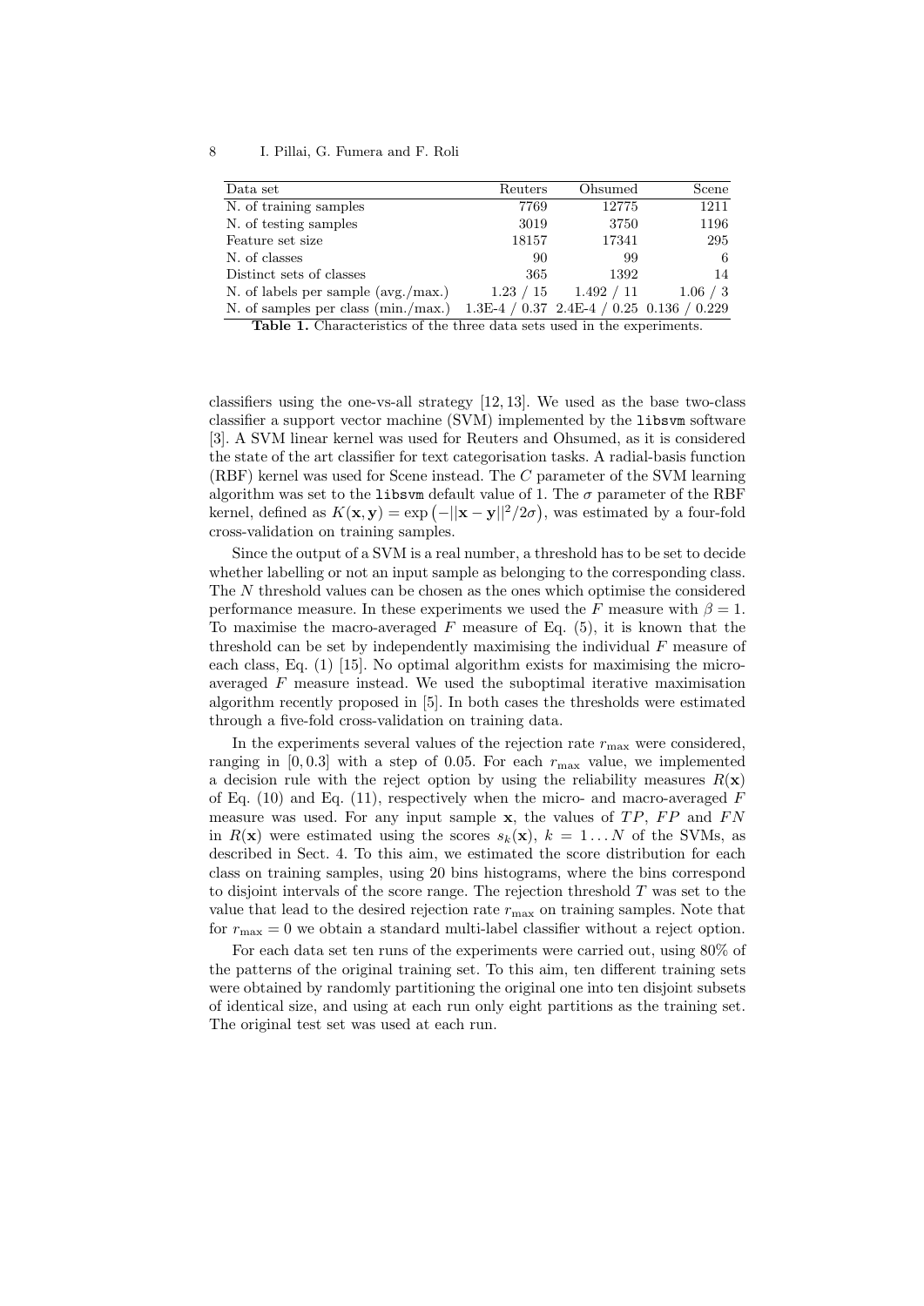| Data set | Reuters | Ohsumed | Scene |
|---|---|---|---|
| N. of training samples | 7769 | 12775 | 1211 |
| N. of testing samples | 3019 | 3750 | 1196 |
| Feature set size | 18157 | 17341 | 295 |
| N. of classes | 90 | 99 | 6 |
| Distinct sets of classes | 365 | 1392 | 14 |
| N. of labels per sample (avg./max.) | 1.23 / 15 | 1.492 / 11 | 1.06 / 3 |
| N. of samples per class (min./max.) | 1.3E-4 / 0.37 | 2.4E-4 / 0.25 | 0.136 / 0.229 |

**Table 1.** Characteristics of the three data sets used in the experiments.

classifiers using the one-vs-all strategy [12, 13]. We used as the base two-class classifier a support vector machine (SVM) implemented by the `libsvm` software [3]. A SVM linear kernel was used for Reuters and Ohsumed, as it is considered the state of the art classifier for text categorisation tasks. A radial-basis function (RBF) kernel was used for Scene instead. The $C$ parameter of the SVM learning algorithm was set to the `libsvm` default value of 1. The $\sigma$ parameter of the RBF kernel, defined as $K(\mathbf{x}, \mathbf{y}) = \exp\left(-||\mathbf{x} - \mathbf{y}||^2/2\sigma\right)$, was estimated by a four-fold cross-validation on training samples.

Since the output of a SVM is a real number, a threshold has to be set to decide whether labelling or not an input sample as belonging to the corresponding class. The $N$ threshold values can be chosen as the ones which optimise the considered performance measure. In these experiments we used the $F$ measure with $\beta = 1$. To maximise the macro-averaged $F$ measure of Eq. (5), it is known that the threshold can be set by independently maximising the individual $F$ measure of each class, Eq. (1) [15]. No optimal algorithm exists for maximising the micro-averaged $F$ measure instead. We used the suboptimal iterative maximisation algorithm recently proposed in [5]. In both cases the thresholds were estimated through a five-fold cross-validation on training data.

In the experiments several values of the rejection rate $r_{\max}$ were considered, ranging in $[0, 0.3]$ with a step of 0.05. For each $r_{\max}$ value, we implemented a decision rule with the reject option by using the reliability measures $R(\mathbf{x})$ of Eq. (10) and Eq. (11), respectively when the micro- and macro-averaged $F$ measure was used. For any input sample $\mathbf{x}$, the values of $TP$, $FP$ and $FN$ in $R(\mathbf{x})$ were estimated using the scores $s_k(\mathbf{x})$, $k = 1 \ldots N$ of the SVMs, as described in Sect. 4. To this aim, we estimated the score distribution for each class on training samples, using 20 bins histograms, where the bins correspond to disjoint intervals of the score range. The rejection threshold $T$ was set to the value that lead to the desired rejection rate $r_{\max}$ on training samples. Note that for $r_{\max} = 0$ we obtain a standard multi-label classifier without a reject option.

For each data set ten runs of the experiments were carried out, using 80% of the patterns of the original training set. To this aim, ten different training sets were obtained by randomly partitioning the original one into ten disjoint subsets of identical size, and using at each run only eight partitions as the training set. The original test set was used at each run.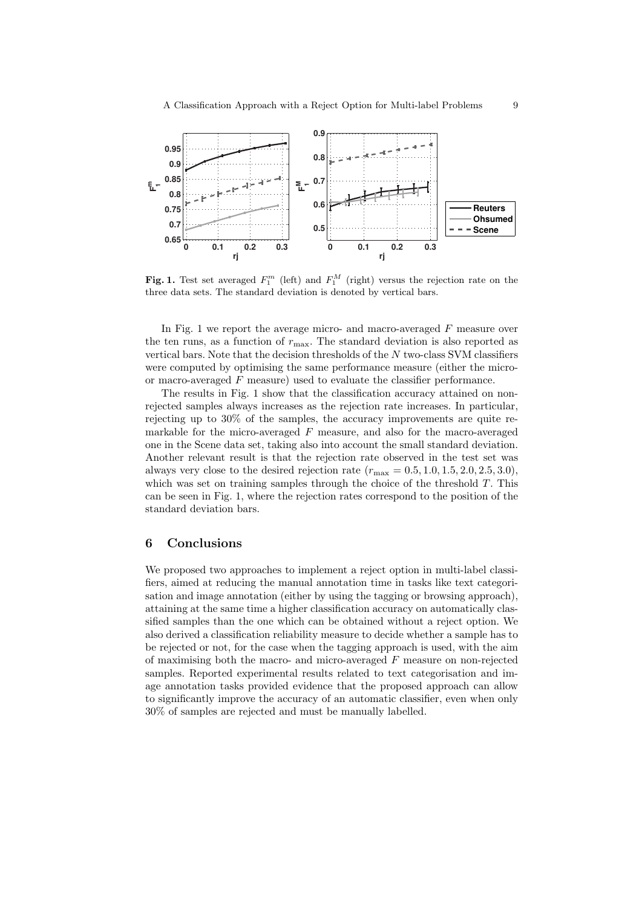**Fig. 1.** Test set averaged $F_1^m$ (left) and $F_1^M$ (right) versus the rejection rate on the three data sets. The standard deviation is denoted by vertical bars.

In Fig. 1 we report the average micro- and macro-averaged $F$ measure over the ten runs, as a function of $r_{\max}$. The standard deviation is also reported as vertical bars. Note that the decision thresholds of the $N$ two-class SVM classifiers were computed by optimising the same performance measure (either the micro- or macro-averaged $F$ measure) used to evaluate the classifier performance.

The results in Fig. 1 show that the classification accuracy attained on non-rejected samples always increases as the rejection rate increases. In particular, rejecting up to 30% of the samples, the accuracy improvements are quite remarkable for the micro-averaged $F$ measure, and also for the macro-averaged one in the Scene data set, taking also into account the small standard deviation. Another relevant result is that the rejection rate observed in the test set was always very close to the desired rejection rate ($r_{\max} = 0.5, 1.0, 1.5, 2.0, 2.5, 3.0$), which was set on training samples through the choice of the threshold $T$. This can be seen in Fig. 1, where the rejection rates correspond to the position of the standard deviation bars.

## 6 Conclusions

We proposed two approaches to implement a reject option in multi-label classifiers, aimed at reducing the manual annotation time in tasks like text categorisation and image annotation (either by using the tagging or browsing approach), attaining at the same time a higher classification accuracy on automatically classified samples than the one which can be obtained without a reject option. We also derived a classification reliability measure to decide whether a sample has to be rejected or not, for the case when the tagging approach is used, with the aim of maximising both the macro- and micro-averaged $F$ measure on non-rejected samples. Reported experimental results related to text categorisation and image annotation tasks provided evidence that the proposed approach can allow to significantly improve the accuracy of an automatic classifier, even when only 30% of samples are rejected and must be manually labelled.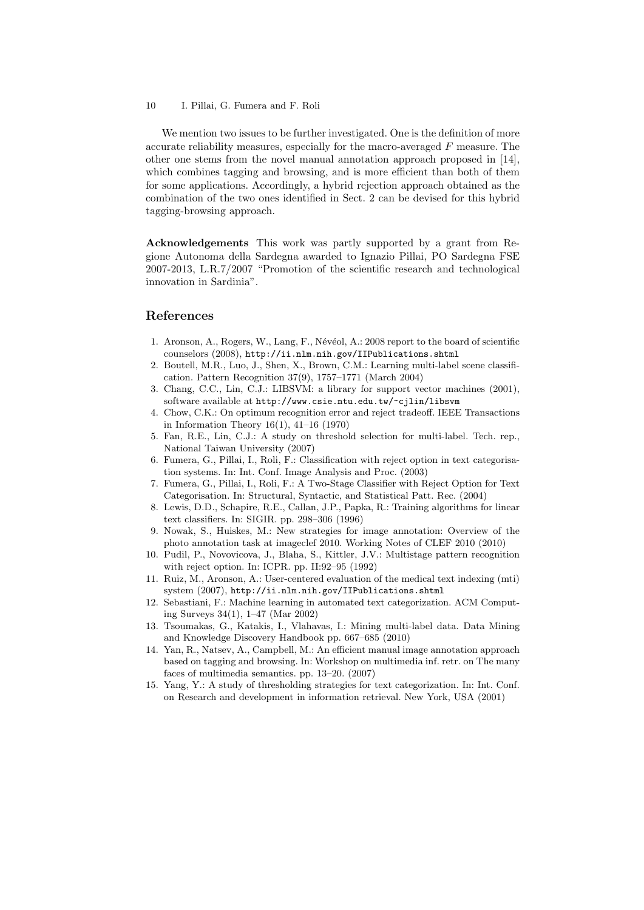We mention two issues to be further investigated. One is the definition of more accurate reliability measures, especially for the macro-averaged $F$ measure. The other one stems from the novel manual annotation approach proposed in [14], which combines tagging and browsing, and is more efficient than both of them for some applications. Accordingly, a hybrid rejection approach obtained as the combination of the two ones identified in Sect. 2 can be devised for this hybrid tagging-browsing approach.

**Acknowledgements** This work was partly supported by a grant from Regione Autonoma della Sardegna awarded to Ignazio Pillai, PO Sardegna FSE 2007-2013, L.R.7/2007 "Promotion of the scientific research and technological innovation in Sardinia".

## References

1. Aronson, A., Rogers, W., Lang, F., Névéol, A.: 2008 report to the board of scientific counselors (2008), `http://ii.nlm.nih.gov/IIPublications.shtml`
2. Boutell, M.R., Luo, J., Shen, X., Brown, C.M.: Learning multi-label scene classification. Pattern Recognition 37(9), 1757–1771 (March 2004)
3. Chang, C.C., Lin, C.J.: LIBSVM: a library for support vector machines (2001), software available at `http://www.csie.ntu.edu.tw/~cjlin/libsvm`
4. Chow, C.K.: On optimum recognition error and reject tradeoff. IEEE Transactions in Information Theory 16(1), 41–16 (1970)
5. Fan, R.E., Lin, C.J.: A study on threshold selection for multi-label. Tech. rep., National Taiwan University (2007)
6. Fumera, G., Pillai, I., Roli, F.: Classification with reject option in text categorisation systems. In: Int. Conf. Image Analysis and Proc. (2003)
7. Fumera, G., Pillai, I., Roli, F.: A Two-Stage Classifier with Reject Option for Text Categorisation. In: Structural, Syntactic, and Statistical Patt. Rec. (2004)
8. Lewis, D.D., Schapire, R.E., Callan, J.P., Papka, R.: Training algorithms for linear text classifiers. In: SIGIR. pp. 298–306 (1996)
9. Nowak, S., Huiskes, M.: New strategies for image annotation: Overview of the photo annotation task at imageclef 2010. Working Notes of CLEF 2010 (2010)
10. Pudil, P., Novovicova, J., Blaha, S., Kittler, J.V.: Multistage pattern recognition with reject option. In: ICPR. pp. II:92–95 (1992)
11. Ruiz, M., Aronson, A.: User-centered evaluation of the medical text indexing (mti) system (2007), `http://ii.nlm.nih.gov/IIPublications.shtml`
12. Sebastiani, F.: Machine learning in automated text categorization. ACM Computing Surveys 34(1), 1–47 (Mar 2002)
13. Tsoumakas, G., Katakis, I., Vlahavas, I.: Mining multi-label data. Data Mining and Knowledge Discovery Handbook pp. 667–685 (2010)
14. Yan, R., Natsev, A., Campbell, M.: An efficient manual image annotation approach based on tagging and browsing. In: Workshop on multimedia inf. retr. on The many faces of multimedia semantics. pp. 13–20. (2007)
15. Yang, Y.: A study of thresholding strategies for text categorization. In: Int. Conf. on Research and development in information retrieval. New York, USA (2001)